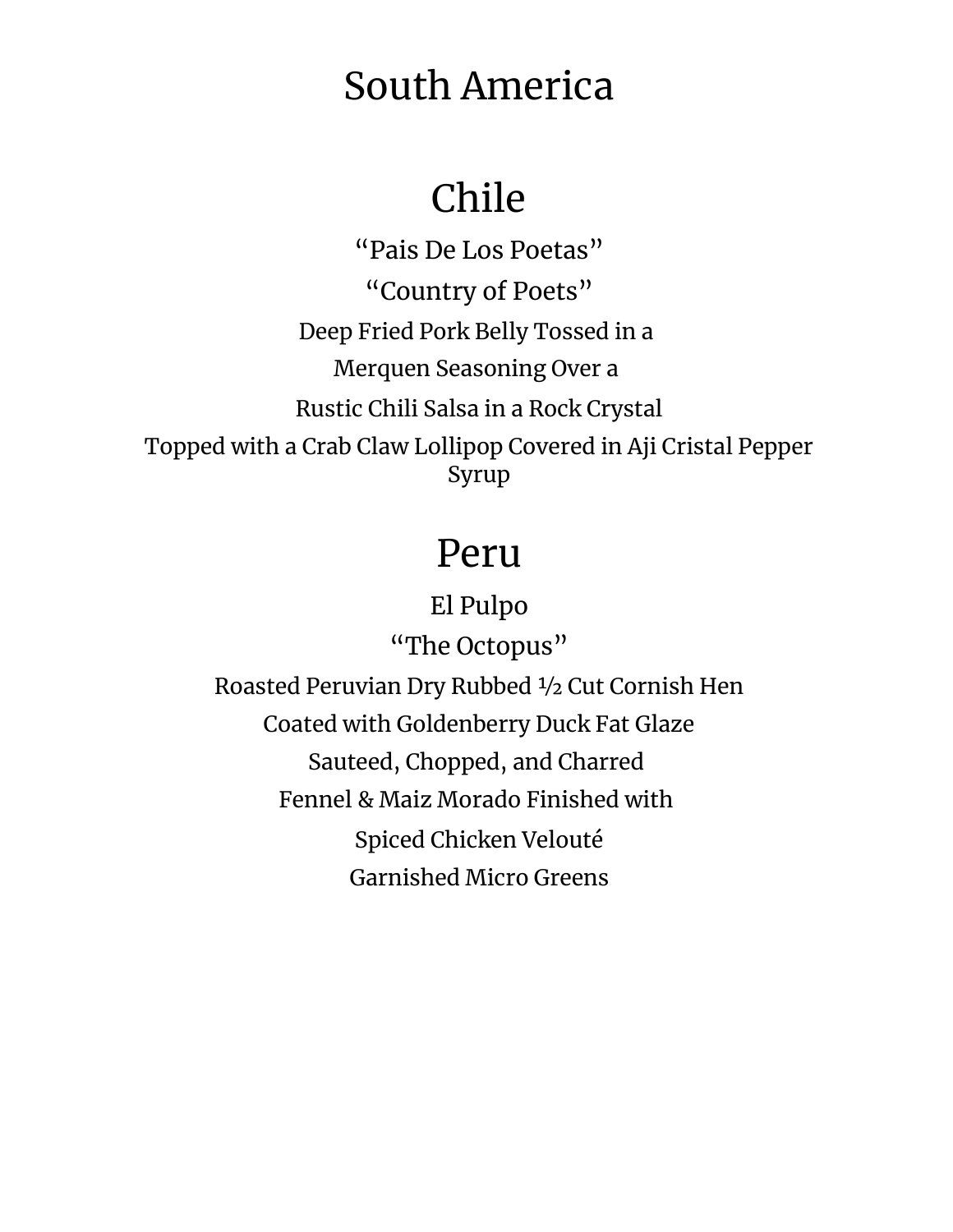# South America

## Chile

“Pais De Los Poetas”

“Country of Poets”

Deep Fried Pork Belly Tossed in a

Merquen Seasoning Over a

Rustic Chili Salsa in a Rock Crystal

Topped with a Crab Claw Lollipop Covered in Aji Cristal Pepper Syrup

## Peru

El Pulpo

“The Octopus”

Roasted Peruvian Dry Rubbed ½ Cut Cornish Hen

Coated with Goldenberry Duck Fat Glaze

Sauteed, Chopped, and Charred

Fennel & Maiz Morado Finished with

Spiced Chicken Velouté

Garnished Micro Greens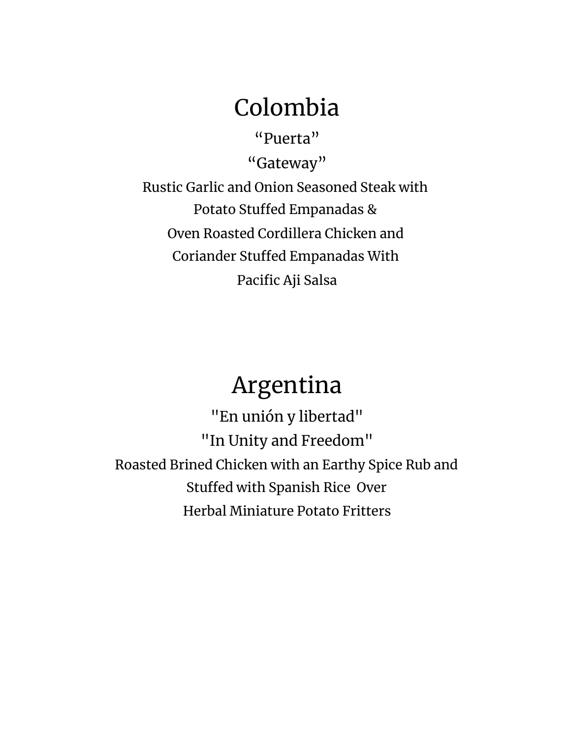# Colombia

"Puerta"

"Gateway"

Rustic Garlic and Onion Seasoned Steak with
Potato Stuffed Empanadas &
Oven Roasted Cordillera Chicken and
Coriander Stuffed Empanadas With
Pacific Aji Salsa

# Argentina

"En unión y libertad"

"In Unity and Freedom"

Roasted Brined Chicken with an Earthy Spice Rub and
Stuffed with Spanish Rice Over
Herbal Miniature Potato Fritters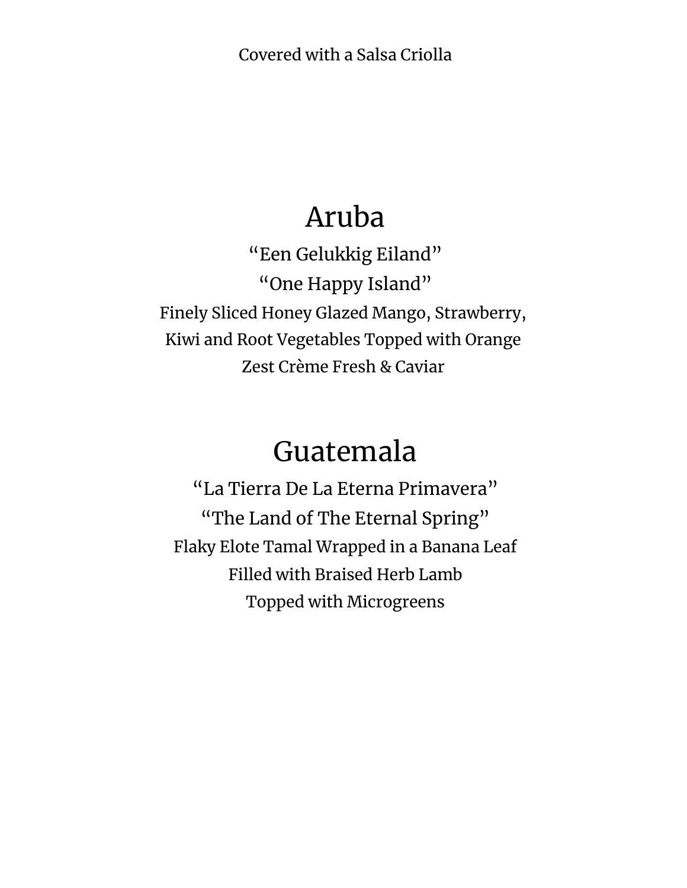Covered with a Salsa Criolla

# Aruba

"Een Gelukkig Eiland"

"One Happy Island"

Finely Sliced Honey Glazed Mango, Strawberry, Kiwi and Root Vegetables Topped with Orange Zest Crème Fresh & Caviar

# Guatemala

"La Tierra De La Eterna Primavera"

"The Land of The Eternal Spring"

Flaky Elote Tamal Wrapped in a Banana Leaf
Filled with Braised Herb Lamb
Topped with Microgreens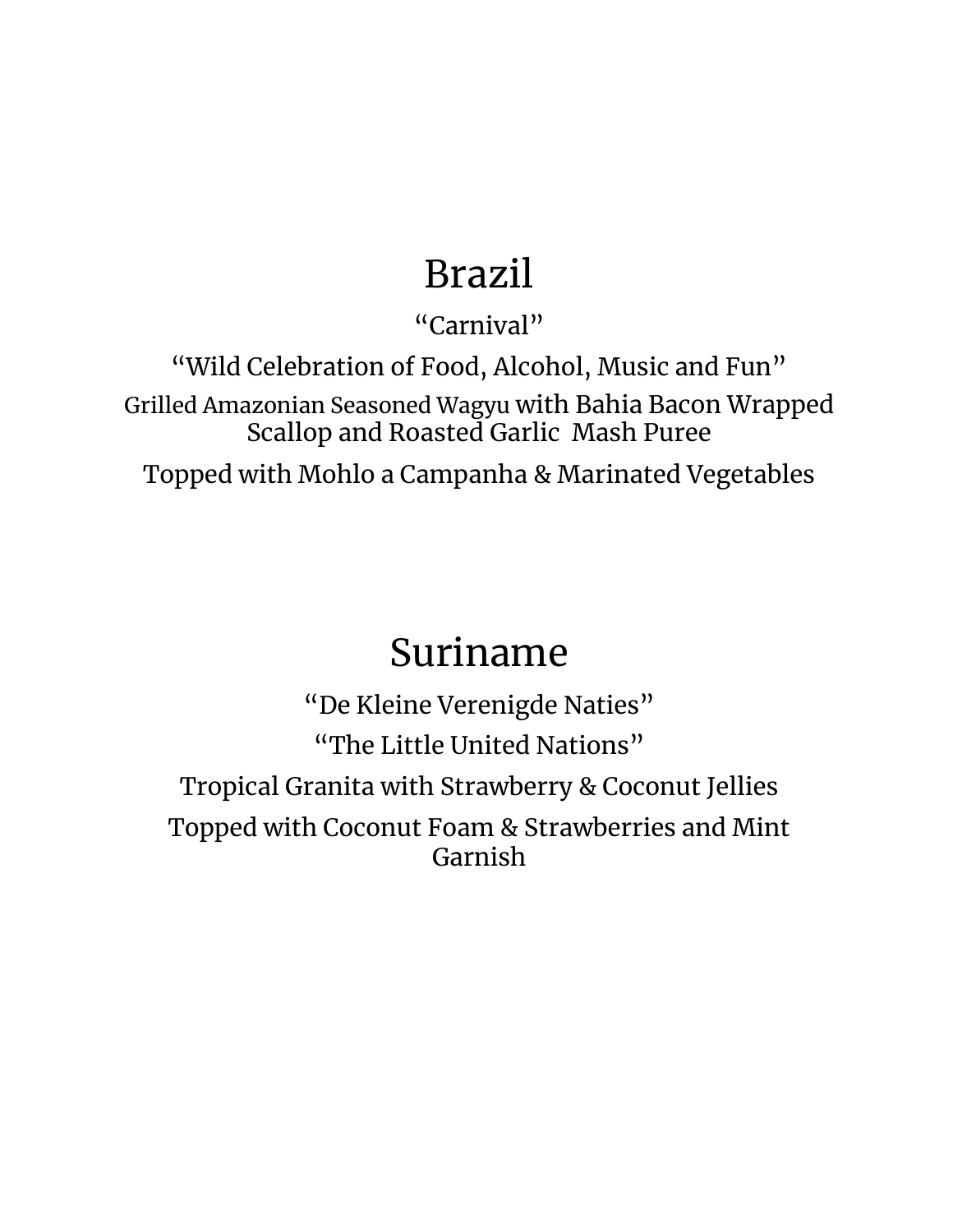# Brazil

"Carnival"

"Wild Celebration of Food, Alcohol, Music and Fun"

Grilled Amazonian Seasoned Wagyu with Bahia Bacon Wrapped Scallop and Roasted Garlic  Mash Puree

Topped with Mohlo a Campanha & Marinated Vegetables

# Suriname

"De Kleine Verenigde Naties"

"The Little United Nations"

Tropical Granita with Strawberry & Coconut Jellies

Topped with Coconut Foam & Strawberries and Mint Garnish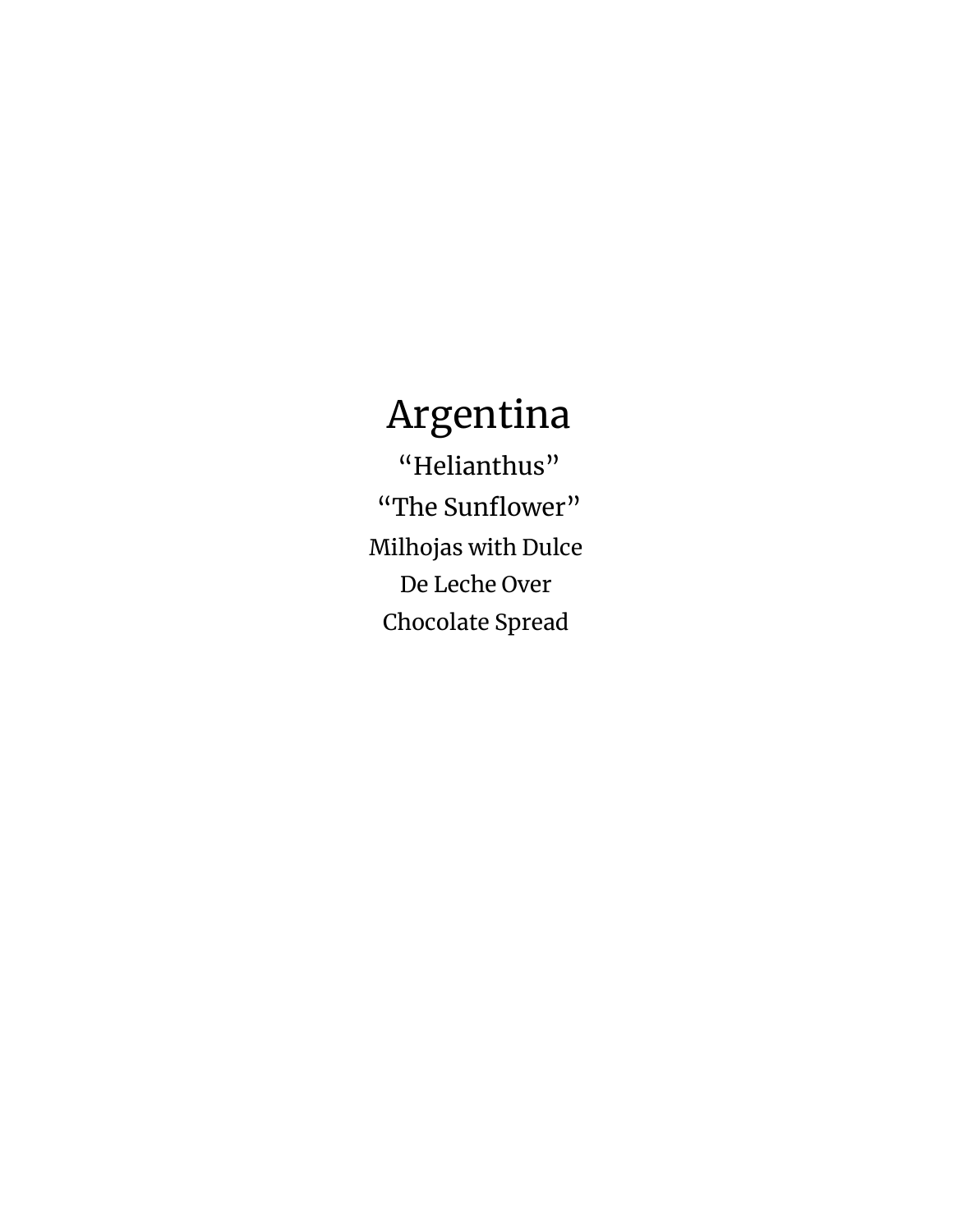# Argentina

"Helianthus"

"The Sunflower"

Milhojas with Dulce De Leche Over Chocolate Spread